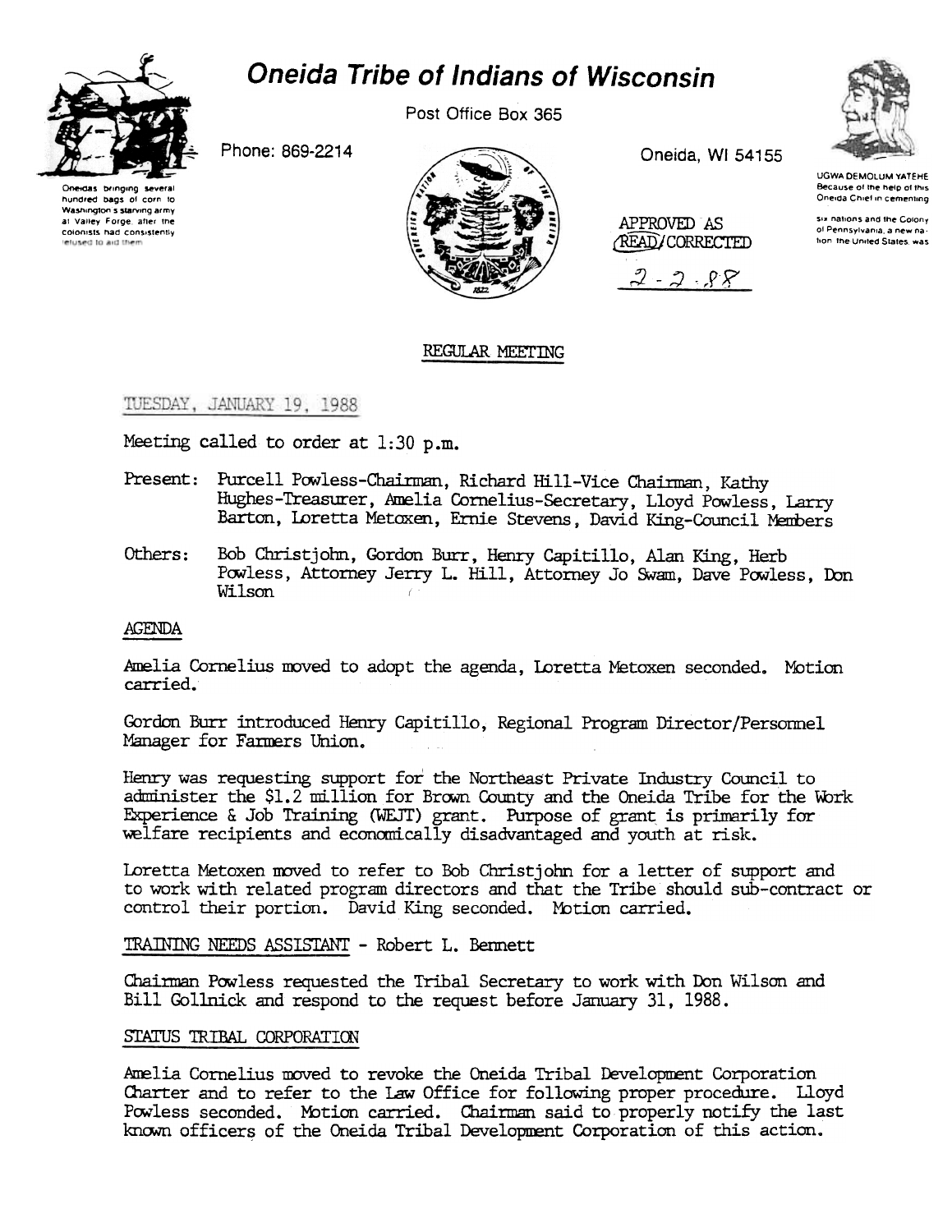# Oneida Tribe of Indians of Wisconsin

Post Office Box 365

Phone: 869-2214

Oneida, WI 54155

Oneidas bringing several hundred bags of corn to Washington's starving army at Valley Forge, after the colonists had consistently refused to aid them

UGWA DEMOLUM YATEHE Because of the help of this Oneida Chief in cementing six nations and the Colony of Pennsylvania, a new nation, the United States, was

APPROVED AS READ/CORRECTED

2-2-88

## REGULAR MEETING

TUESDAY, JANUARY 19, 1988

Meeting called to order at 1:30 p.m.

Present: Purcell Powless-Chairman, Richard Hill-Vice Chairman, Kathy Hughes-Treasurer, Amelia Cornelius-Secretary, Lloyd Powless, Larry Barton, Loretta Metoxen, Ernie Stevens, David King-Council Members

Others: Bob Christjohn, Gordon Burr, Henry Capitillo, Alan King, Herb Powless, Attorney Jerry L. Hill, Attorney Jo Swam, Dave Powless, Don Wilson

### AGENDA

Amelia Cornelius moved to adopt the agenda, Loretta Metoxen seconded. Motion carried.

Gordon Burr introduced Henry Capitillo, Regional Program Director/Personnel Manager for Farmers Union.

Henry was requesting support for the Northeast Private Industry Council to administer the $1.2 million for Brown County and the Oneida Tribe for the Work Experience & Job Training (WEJT) grant. Purpose of grant is primarily for welfare recipients and economically disadvantaged and youth at risk.

Loretta Metoxen moved to refer to Bob Christjohn for a letter of support and to work with related program directors and that the Tribe should sub-contract or control their portion. David King seconded. Motion carried.

### TRAINING NEEDS ASSISTANT - Robert L. Bennett

Chairman Powless requested the Tribal Secretary to work with Don Wilson and Bill Gollnick and respond to the request before January 31, 1988.

### STATUS TRIBAL CORPORATION

Amelia Cornelius moved to revoke the Oneida Tribal Development Corporation Charter and to refer to the Law Office for following proper procedure. Lloyd Powless seconded. Motion carried. Chairman said to properly notify the last known officers of the Oneida Tribal Development Corporation of this action.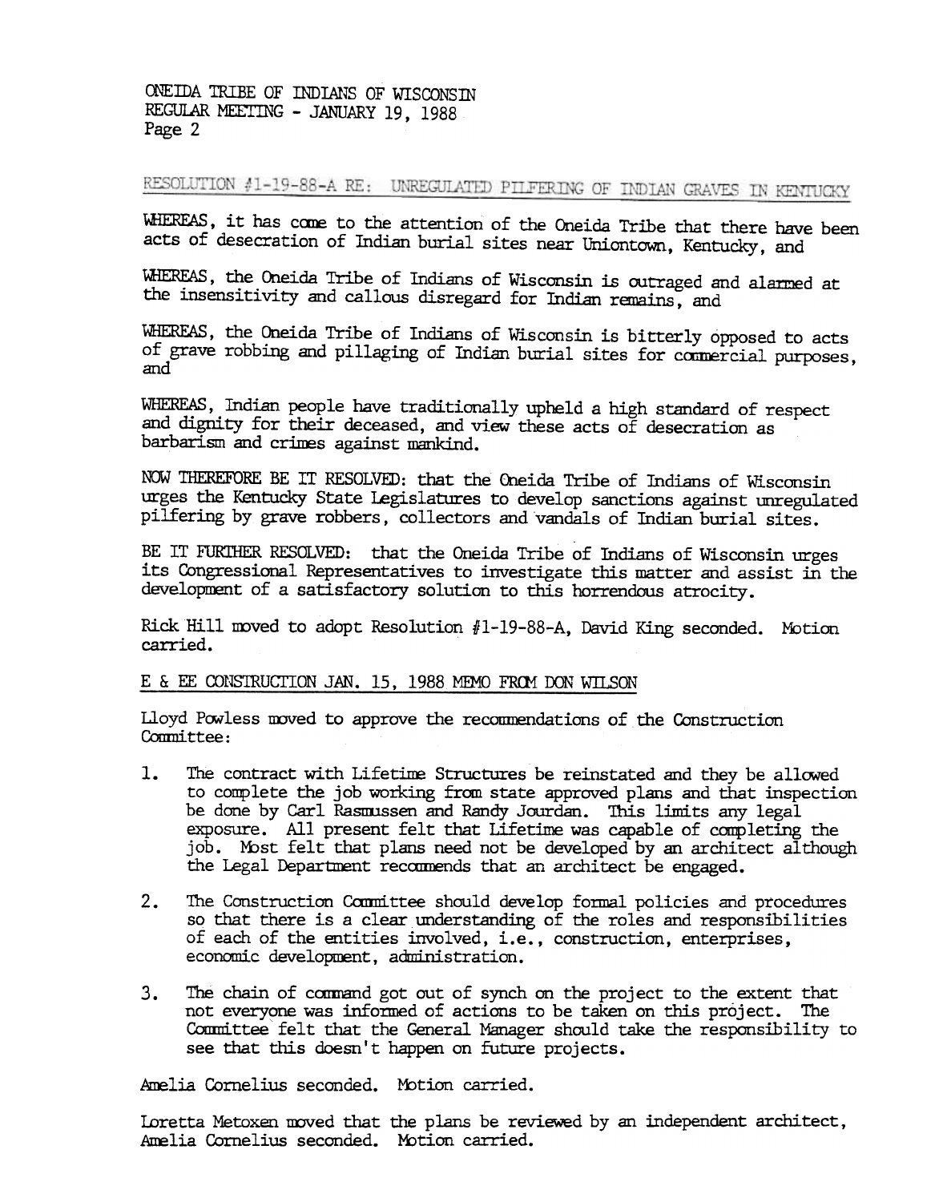## RESOLUTION #1-19-88-A RE: UNREGULATED PILFERING OF INDIAN GRAVES IN KENTUCKY

WHEREAS, it has come to the attention of the Oneida Tribe that there have been acts of desecration of Indian burial sites near Uniontown, Kentucky, and

WHEREAS, the Oneida Tribe of Indians of Wisconsin is outraged and alarmed at the insensitivity and callous disregard for Indian remains, and

WHEREAS, the Oneida Tribe of Indians of Wisconsin is bitterly opposed to acts of grave robbing and pillaging of Indian burial sites for commercial purposes, and

WHEREAS, Indian people have traditionally upheld a high standard of respect and dignity for their deceased, and view these acts of desecration as barbarism and crimes against mankind.

NOW THEREFORE BE IT RESOLVED: that the Oneida Tribe of Indians of Wisconsin urges the Kentucky State Legislatures to develop sanctions against unregulated pilfering by grave robbers, collectors and vandals of Indian burial sites.

BE IT FURTHER RESOLVED: that the Oneida Tribe of Indians of Wisconsin urges its Congressional Representatives to investigate this matter and assist in the development of a satisfactory solution to this horrendous atrocity.

Rick Hill moved to adopt Resolution #1-19-88-A, David King seconded. Motion carried.

## E & EE CONSTRUCTION JAN. 15, 1988 MEMO FROM DON WILSON

Lloyd Powless moved to approve the recommendations of the Construction Committee:

1. The contract with Lifetime Structures be reinstated and they be allowed to complete the job working from state approved plans and that inspection be done by Carl Rasmussen and Randy Jourdan. This limits any legal exposure. All present felt that Lifetime was capable of completing the job. Most felt that plans need not be developed by an architect although the Legal Department recommends that an architect be engaged.

2. The Construction Committee should develop formal policies and procedures so that there is a clear understanding of the roles and responsibilities of each of the entities involved, i.e., construction, enterprises, economic development, administration.

3. The chain of command got out of synch on the project to the extent that not everyone was informed of actions to be taken on this project. The Committee felt that the General Manager should take the responsibility to see that this doesn't happen on future projects.

Amelia Cornelius seconded. Motion carried.

Loretta Metoxen moved that the plans be reviewed by an independent architect, Amelia Cornelius seconded. Motion carried.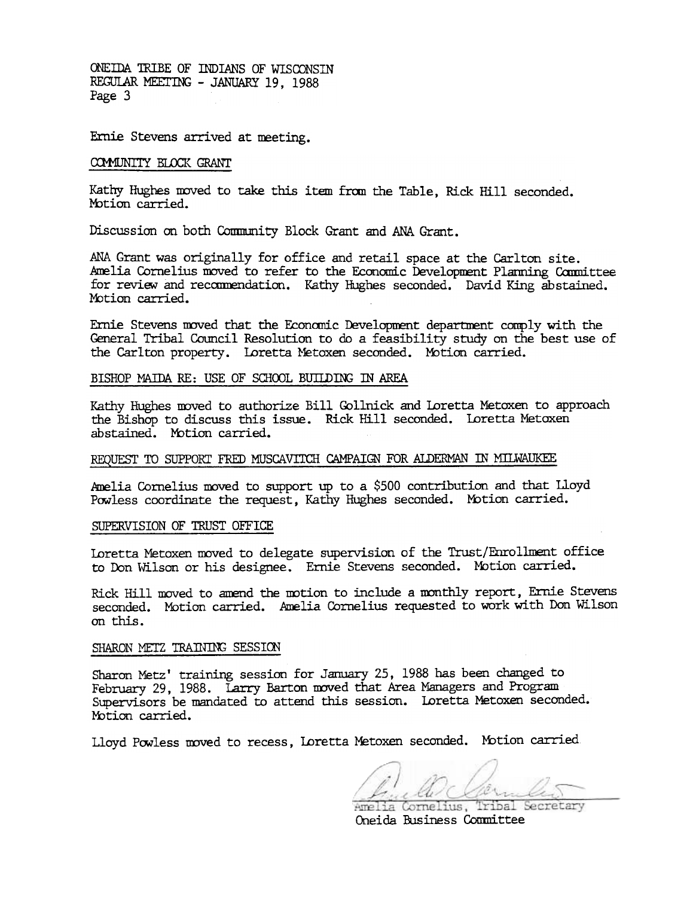Ernie Stevens arrived at meeting.

COMMUNITY BLOCK GRANT

Kathy Hughes moved to take this item from the Table, Rick Hill seconded. Motion carried.

Discussion on both Community Block Grant and ANA Grant.

ANA Grant was originally for office and retail space at the Carlton site. Amelia Cornelius moved to refer to the Economic Development Planning Committee for review and recommendation. Kathy Hughes seconded. David King abstained. Motion carried.

Ernie Stevens moved that the Economic Development department comply with the General Tribal Council Resolution to do a feasibility study on the best use of the Carlton property. Loretta Metoxen seconded. Motion carried.

BISHOP MAIDA RE: USE OF SCHOOL BUILDING IN AREA

Kathy Hughes moved to authorize Bill Gollnick and Loretta Metoxen to approach the Bishop to discuss this issue. Rick Hill seconded. Loretta Metoxen abstained. Motion carried.

REQUEST TO SUPPORT FRED MUSCAVITCH CAMPAIGN FOR ALDERMAN IN MILWAUKEE

Amelia Cornelius moved to support up to a $500 contribution and that Lloyd Powless coordinate the request, Kathy Hughes seconded. Motion carried.

SUPERVISION OF TRUST OFFICE

Loretta Metoxen moved to delegate supervision of the Trust/Enrollment office to Don Wilson or his designee. Ernie Stevens seconded. Motion carried.

Rick Hill moved to amend the motion to include a monthly report, Ernie Stevens seconded. Motion carried. Amelia Cornelius requested to work with Don Wilson on this.

SHARON METZ TRAINING SESSION

Sharon Metz' training session for January 25, 1988 has been changed to February 29, 1988. Larry Barton moved that Area Managers and Program Supervisors be mandated to attend this session. Loretta Metoxen seconded. Motion carried.

Lloyd Powless moved to recess, Loretta Metoxen seconded. Motion carried

Amelia Cornelius, Tribal Secretary
Oneida Business Committee